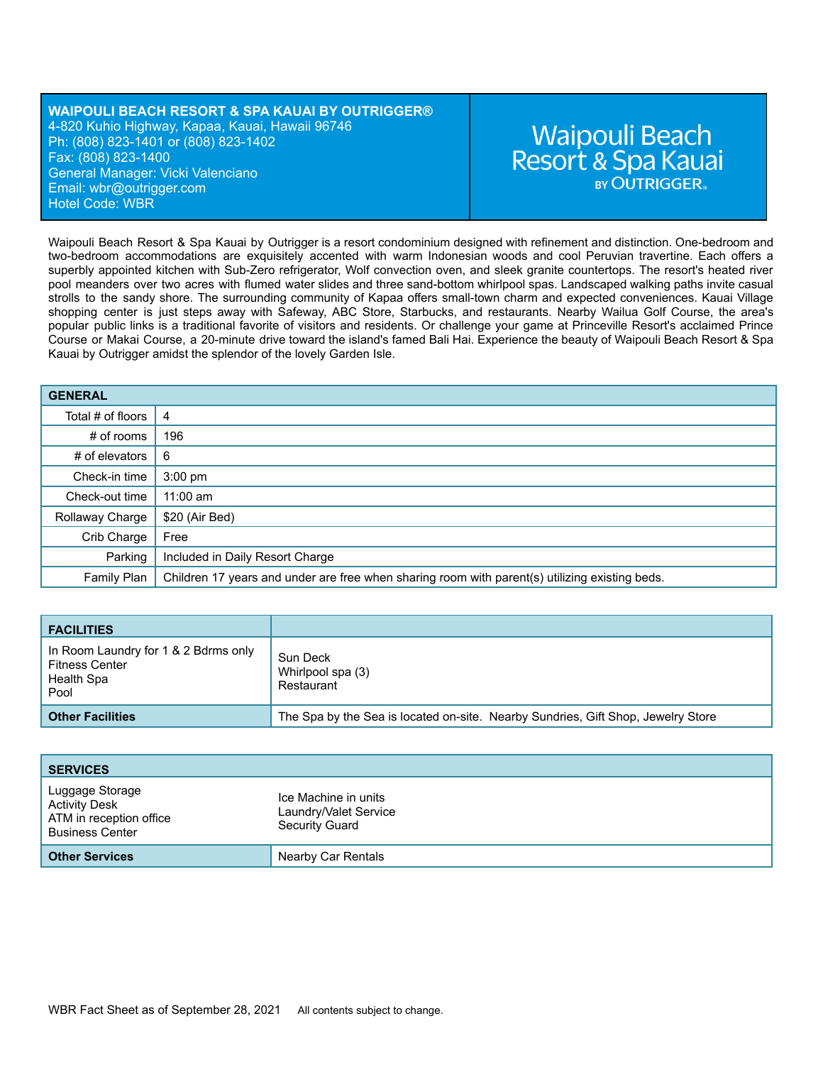| **WAIPOULI BEACH RESORT & SPA KAUAI BY OUTRIGGER®**<br>4-820 Kuhio Highway, Kapaa, Kauai, Hawaii 96746<br>Ph: (808) 823-1401 or (808) 823-1402<br>Fax: (808) 823-1400<br>General Manager: Vicki Valenciano<br>Email: wbr@outrigger.com<br>Hotel Code: WBR | Waipouli Beach Resort & Spa Kauai BY OUTRIGGER® |
|---|---|

Waipouli Beach Resort & Spa Kauai by Outrigger is a resort condominium designed with refinement and distinction. One-bedroom and two-bedroom accommodations are exquisitely accented with warm Indonesian woods and cool Peruvian travertine. Each offers a superbly appointed kitchen with Sub-Zero refrigerator, Wolf convection oven, and sleek granite countertops. The resort's heated river pool meanders over two acres with flumed water slides and three sand-bottom whirlpool spas. Landscaped walking paths invite casual strolls to the sandy shore. The surrounding community of Kapaa offers small-town charm and expected conveniences. Kauai Village shopping center is just steps away with Safeway, ABC Store, Starbucks, and restaurants. Nearby Wailua Golf Course, the area's popular public links is a traditional favorite of visitors and residents. Or challenge your game at Princeville Resort's acclaimed Prince Course or Makai Course, a 20-minute drive toward the island's famed Bali Hai. Experience the beauty of Waipouli Beach Resort & Spa Kauai by Outrigger amidst the splendor of the lovely Garden Isle.

| **GENERAL** | |
|---|---|
| Total # of floors | 4 |
| # of rooms | 196 |
| # of elevators | 6 |
| Check-in time | 3:00 pm |
| Check-out time | 11:00 am |
| Rollaway Charge | $20 (Air Bed) |
| Crib Charge | Free |
| Parking | Included in Daily Resort Charge |
| Family Plan | Children 17 years and under are free when sharing room with parent(s) utilizing existing beds. |

| **FACILITIES** | |
|---|---|
| In Room Laundry for 1 & 2 Bdrms only<br>Fitness Center<br>Health Spa<br>Pool | Sun Deck<br>Whirlpool spa (3)<br>Restaurant |
| **Other Facilities** | The Spa by the Sea is located on-site. Nearby Sundries, Gift Shop, Jewelry Store |

| **SERVICES** | |
|---|---|
| Luggage Storage<br>Activity Desk<br>ATM in reception office<br>Business Center | Ice Machine in units<br>Laundry/Valet Service<br>Security Guard |
| **Other Services** | Nearby Car Rentals |

WBR Fact Sheet as of September 28, 2021 All contents subject to change.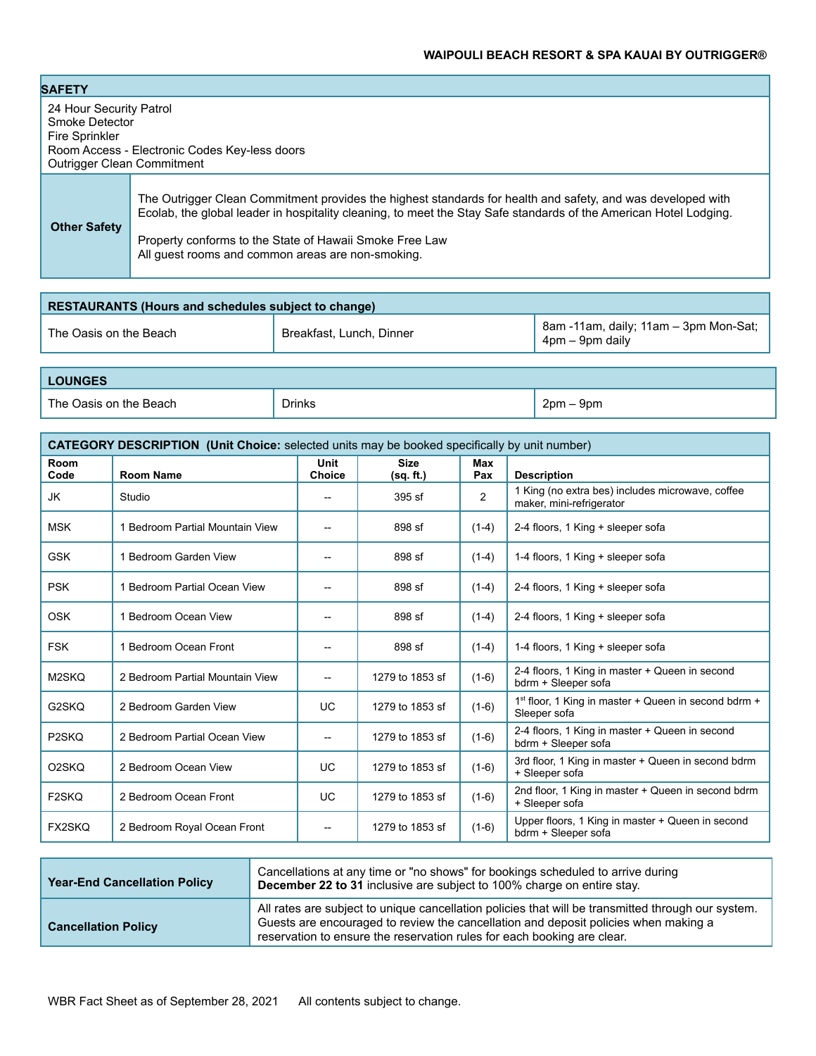## SAFETY

24 Hour Security Patrol
Smoke Detector
Fire Sprinkler
Room Access - Electronic Codes Key-less doors
Outrigger Clean Commitment

| **Other Safety** | The Outrigger Clean Commitment provides the highest standards for health and safety, and was developed with Ecolab, the global leader in hospitality cleaning, to meet the Stay Safe standards of the American Hotel Lodging.<br><br>Property conforms to the State of Hawaii Smoke Free Law<br>All guest rooms and common areas are non-smoking. |
|---|---|

## RESTAURANTS (Hours and schedules subject to change)

| | | |
|---|---|---|
| The Oasis on the Beach | Breakfast, Lunch, Dinner | 8am -11am, daily; 11am – 3pm Mon-Sat; 4pm – 9pm daily |

## LOUNGES

| | | |
|---|---|---|
| The Oasis on the Beach | Drinks | 2pm – 9pm |

## CATEGORY DESCRIPTION (Unit Choice: selected units may be booked specifically by unit number)

| Room Code | Room Name | Unit Choice | Size (sq. ft.) | Max Pax | Description |
|---|---|---|---|---|---|
| JK | Studio | -- | 395 sf | 2 | 1 King (no extra bes) includes microwave, coffee maker, mini-refrigerator |
| MSK | 1 Bedroom Partial Mountain View | -- | 898 sf | (1-4) | 2-4 floors, 1 King + sleeper sofa |
| GSK | 1 Bedroom Garden View | -- | 898 sf | (1-4) | 1-4 floors, 1 King + sleeper sofa |
| PSK | 1 Bedroom Partial Ocean View | -- | 898 sf | (1-4) | 2-4 floors, 1 King + sleeper sofa |
| OSK | 1 Bedroom Ocean View | -- | 898 sf | (1-4) | 2-4 floors, 1 King + sleeper sofa |
| FSK | 1 Bedroom Ocean Front | -- | 898 sf | (1-4) | 1-4 floors, 1 King + sleeper sofa |
| M2SKQ | 2 Bedroom Partial Mountain View | -- | 1279 to 1853 sf | (1-6) | 2-4 floors, 1 King in master + Queen in second bdrm + Sleeper sofa |
| G2SKQ | 2 Bedroom Garden View | UC | 1279 to 1853 sf | (1-6) | 1st floor, 1 King in master + Queen in second bdrm + Sleeper sofa |
| P2SKQ | 2 Bedroom Partial Ocean View | -- | 1279 to 1853 sf | (1-6) | 2-4 floors, 1 King in master + Queen in second bdrm + Sleeper sofa |
| O2SKQ | 2 Bedroom Ocean View | UC | 1279 to 1853 sf | (1-6) | 3rd floor, 1 King in master + Queen in second bdrm + Sleeper sofa |
| F2SKQ | 2 Bedroom Ocean Front | UC | 1279 to 1853 sf | (1-6) | 2nd floor, 1 King in master + Queen in second bdrm + Sleeper sofa |
| FX2SKQ | 2 Bedroom Royal Ocean Front | -- | 1279 to 1853 sf | (1-6) | Upper floors, 1 King in master + Queen in second bdrm + Sleeper sofa |

| | |
|---|---|
| **Year-End Cancellation Policy** | Cancellations at any time or "no shows" for bookings scheduled to arrive during **December 22 to 31** inclusive are subject to 100% charge on entire stay. |
| **Cancellation Policy** | All rates are subject to unique cancellation policies that will be transmitted through our system. Guests are encouraged to review the cancellation and deposit policies when making a reservation to ensure the reservation rules for each booking are clear. |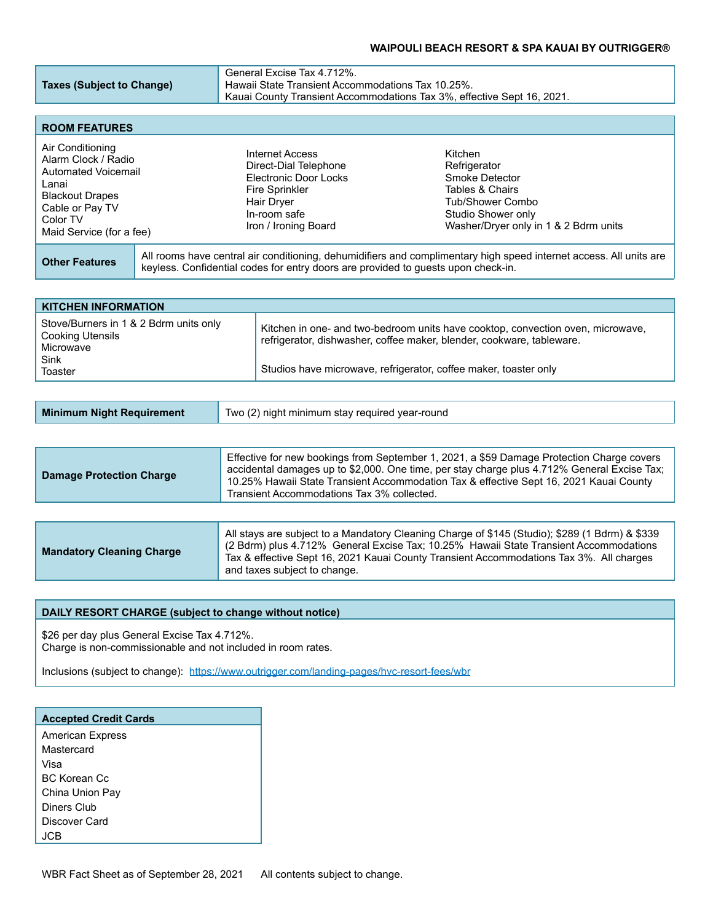**WAIPOULI BEACH RESORT & SPA KAUAI BY OUTRIGGER®**

| **Taxes (Subject to Change)** | General Excise Tax 4.712%.<br>Hawaii State Transient Accommodations Tax 10.25%.<br>Kauai County Transient Accommodations Tax 3%, effective Sept 16, 2021. |
|---|---|

## ROOM FEATURES

| | | |
|---|---|---|
| Air Conditioning | Internet Access | Kitchen |
| Alarm Clock / Radio | Direct-Dial Telephone | Refrigerator |
| Automated Voicemail | Electronic Door Locks | Smoke Detector |
| Lanai | Fire Sprinkler | Tables & Chairs |
| Blackout Drapes | Hair Dryer | Tub/Shower Combo |
| Cable or Pay TV | In-room safe | Studio Shower only |
| Color TV | Iron / Ironing Board | Washer/Dryer only in 1 & 2 Bdrm units |
| Maid Service (for a fee) | | |

| **Other Features** | All rooms have central air conditioning, dehumidifiers and complimentary high speed internet access. All units are keyless. Confidential codes for entry doors are provided to guests upon check-in. |
|---|---|

## KITCHEN INFORMATION

| | |
|---|---|
| Stove/Burners in 1 & 2 Bdrm units only<br>Cooking Utensils<br>Microwave<br>Sink<br>Toaster | Kitchen in one- and two-bedroom units have cooktop, convection oven, microwave, refrigerator, dishwasher, coffee maker, blender, cookware, tableware.<br><br>Studios have microwave, refrigerator, coffee maker, toaster only |

| **Minimum Night Requirement** | Two (2) night minimum stay required year-round |
|---|---|

| **Damage Protection Charge** | Effective for new bookings from September 1, 2021, a $59 Damage Protection Charge covers accidental damages up to $2,000. One time, per stay charge plus 4.712% General Excise Tax; 10.25% Hawaii State Transient Accommodation Tax & effective Sept 16, 2021 Kauai County Transient Accommodations Tax 3% collected. |
|---|---|

| **Mandatory Cleaning Charge** | All stays are subject to a Mandatory Cleaning Charge of $145 (Studio); $289 (1 Bdrm) & $339 (2 Bdrm) plus 4.712% General Excise Tax; 10.25% Hawaii State Transient Accommodations Tax & effective Sept 16, 2021 Kauai County Transient Accommodations Tax 3%. All charges and taxes subject to change. |
|---|---|

## DAILY RESORT CHARGE (subject to change without notice)

$26 per day plus General Excise Tax 4.712%.
Charge is non-commissionable and not included in room rates.

Inclusions (subject to change): https://www.outrigger.com/landing-pages/hvc-resort-fees/wbr

## Accepted Credit Cards

American Express
Mastercard
Visa
BC Korean Cc
China Union Pay
Diners Club
Discover Card
JCB

WBR Fact Sheet as of September 28, 2021    All contents subject to change.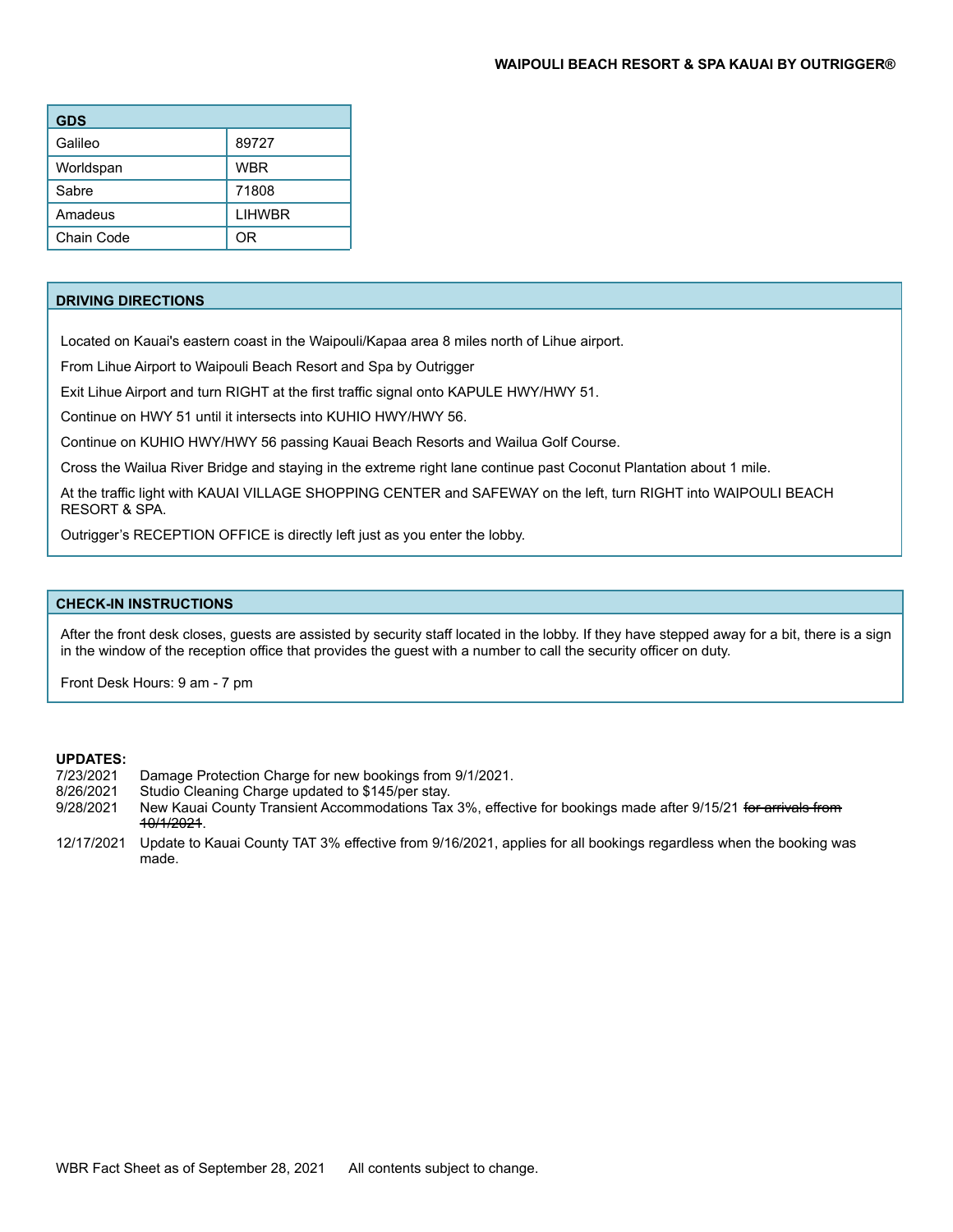| GDS | |
|---|---|
| Galileo | 89727 |
| Worldspan | WBR |
| Sabre | 71808 |
| Amadeus | LIHWBR |
| Chain Code | OR |

## DRIVING DIRECTIONS

Located on Kauai's eastern coast in the Waipouli/Kapaa area 8 miles north of Lihue airport.

From Lihue Airport to Waipouli Beach Resort and Spa by Outrigger

Exit Lihue Airport and turn RIGHT at the first traffic signal onto KAPULE HWY/HWY 51.

Continue on HWY 51 until it intersects into KUHIO HWY/HWY 56.

Continue on KUHIO HWY/HWY 56 passing Kauai Beach Resorts and Wailua Golf Course.

Cross the Wailua River Bridge and staying in the extreme right lane continue past Coconut Plantation about 1 mile.

At the traffic light with KAUAI VILLAGE SHOPPING CENTER and SAFEWAY on the left, turn RIGHT into WAIPOULI BEACH RESORT & SPA.

Outrigger's RECEPTION OFFICE is directly left just as you enter the lobby.

## CHECK-IN INSTRUCTIONS

After the front desk closes, guests are assisted by security staff located in the lobby. If they have stepped away for a bit, there is a sign in the window of the reception office that provides the guest with a number to call the security officer on duty.

Front Desk Hours: 9 am - 7 pm

**UPDATES:**

| | |
|---|---|
| 7/23/2021 | Damage Protection Charge for new bookings from 9/1/2021. |
| 8/26/2021 | Studio Cleaning Charge updated to $145/per stay. |
| 9/28/2021 | New Kauai County Transient Accommodations Tax 3%, effective for bookings made after 9/15/21 ~~for arrivals from 10/1/2021~~. |
| 12/17/2021 | Update to Kauai County TAT 3% effective from 9/16/2021, applies for all bookings regardless when the booking was made. |

WBR Fact Sheet as of September 28, 2021 All contents subject to change.